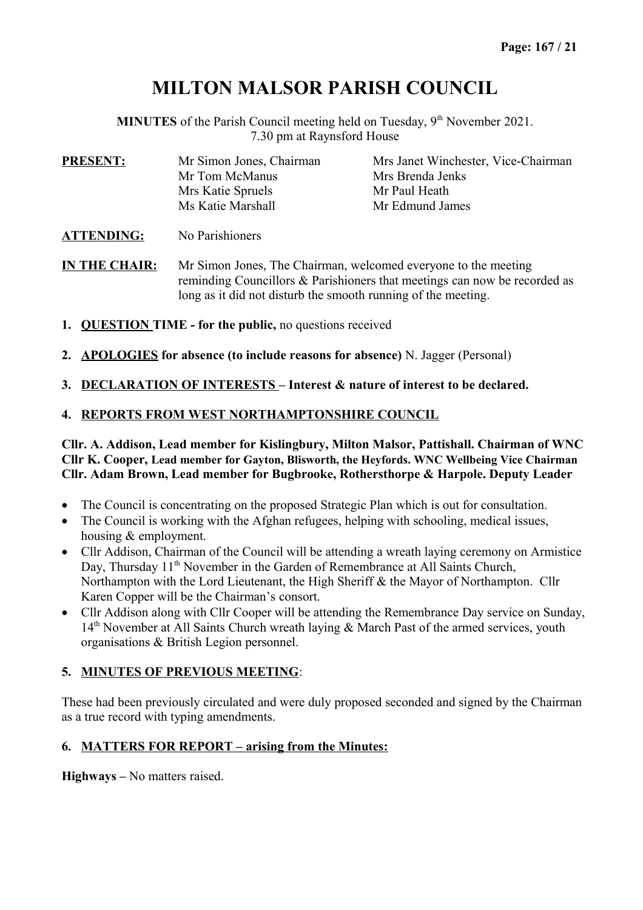# MILTON MALSOR PARISH COUNCIL

**MINUTES** of the Parish Council meeting held on Tuesday, 9th November 2021.
7.30 pm at Raynsford House

**PRESENT:** Mr Simon Jones, Chairman; Mrs Janet Winchester, Vice-Chairman; Mr Tom McManus; Mrs Brenda Jenks; Mrs Katie Spruels; Mr Paul Heath; Ms Katie Marshall; Mr Edmund James

**ATTENDING:** No Parishioners

**IN THE CHAIR:** Mr Simon Jones, The Chairman, welcomed everyone to the meeting reminding Councillors & Parishioners that meetings can now be recorded as long as it did not disturb the smooth running of the meeting.

1. **QUESTION TIME - for the public,** no questions received

2. **APOLOGIES for absence (to include reasons for absence)** N. Jagger (Personal)

3. **DECLARATION OF INTERESTS – Interest & nature of interest to be declared.**

4. **REPORTS FROM WEST NORTHAMPTONSHIRE COUNCIL**

**Cllr. A. Addison, Lead member for Kislingbury, Milton Malsor, Pattishall. Chairman of WNC**
**Cllr K. Cooper, Lead member for Gayton, Blisworth, the Heyfords. WNC Wellbeing Vice Chairman**
**Cllr. Adam Brown, Lead member for Bugbrooke, Rothersthorpe & Harpole. Deputy Leader**

- The Council is concentrating on the proposed Strategic Plan which is out for consultation.
- The Council is working with the Afghan refugees, helping with schooling, medical issues, housing & employment.
- Cllr Addison, Chairman of the Council will be attending a wreath laying ceremony on Armistice Day, Thursday 11th November in the Garden of Remembrance at All Saints Church, Northampton with the Lord Lieutenant, the High Sheriff & the Mayor of Northampton. Cllr Karen Copper will be the Chairman's consort.
- Cllr Addison along with Cllr Cooper will be attending the Remembrance Day service on Sunday, 14th November at All Saints Church wreath laying & March Past of the armed services, youth organisations & British Legion personnel.

5. **MINUTES OF PREVIOUS MEETING**:

These had been previously circulated and were duly proposed seconded and signed by the Chairman as a true record with typing amendments.

6. **MATTERS FOR REPORT – arising from the Minutes:**

**Highways –** No matters raised.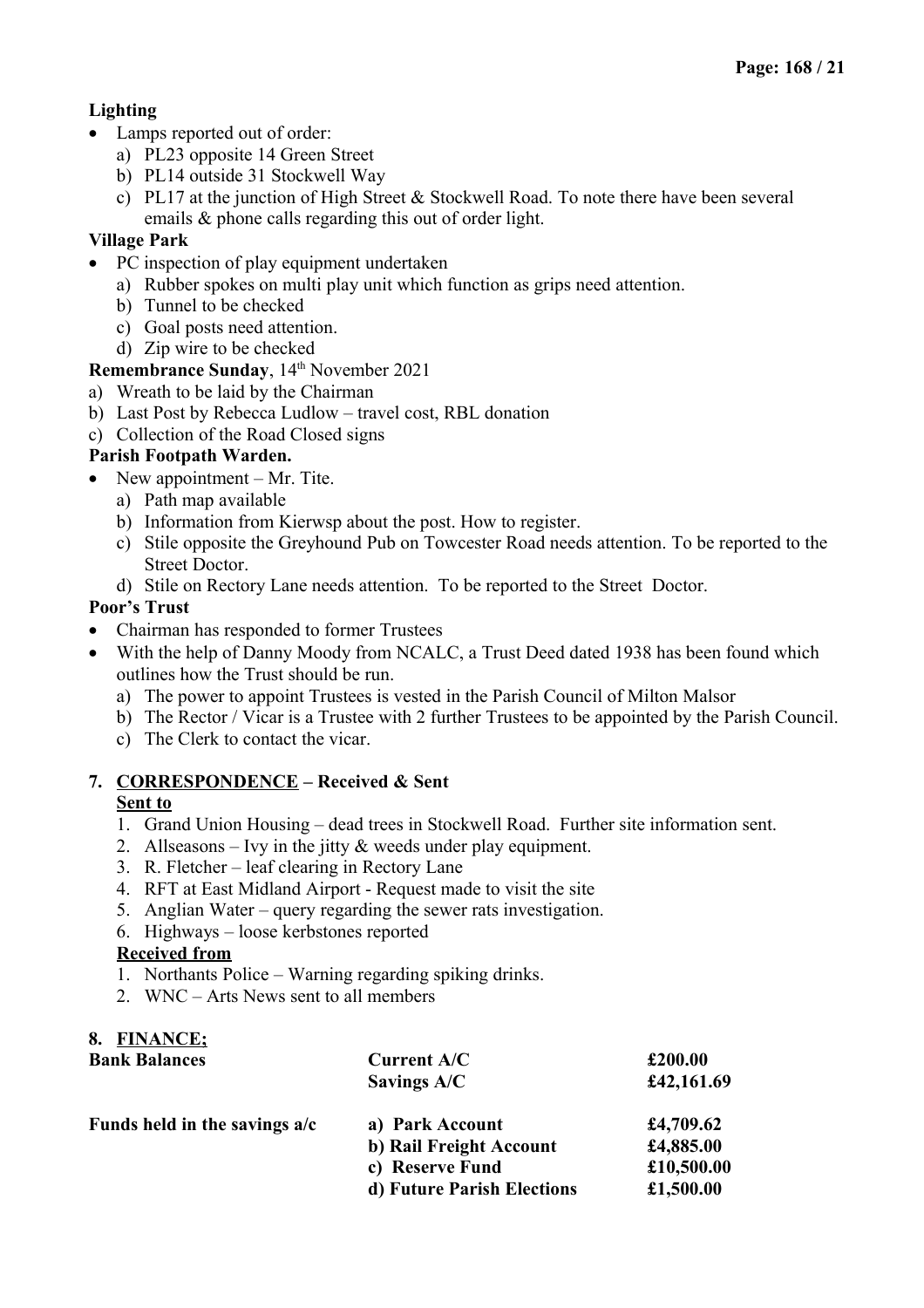**Lighting**

- Lamps reported out of order:
  a) PL23 opposite 14 Green Street
  b) PL14 outside 31 Stockwell Way
  c) PL17 at the junction of High Street & Stockwell Road. To note there have been several emails & phone calls regarding this out of order light.

**Village Park**

- PC inspection of play equipment undertaken
  a) Rubber spokes on multi play unit which function as grips need attention.
  b) Tunnel to be checked
  c) Goal posts need attention.
  d) Zip wire to be checked

**Remembrance Sunday**, 14th November 2021

a) Wreath to be laid by the Chairman
b) Last Post by Rebecca Ludlow – travel cost, RBL donation
c) Collection of the Road Closed signs

**Parish Footpath Warden.**

- New appointment – Mr. Tite.
  a) Path map available
  b) Information from Kierwsp about the post. How to register.
  c) Stile opposite the Greyhound Pub on Towcester Road needs attention. To be reported to the Street Doctor.
  d) Stile on Rectory Lane needs attention. To be reported to the Street Doctor.

**Poor's Trust**

- Chairman has responded to former Trustees
- With the help of Danny Moody from NCALC, a Trust Deed dated 1938 has been found which outlines how the Trust should be run.
  a) The power to appoint Trustees is vested in the Parish Council of Milton Malsor
  b) The Rector / Vicar is a Trustee with 2 further Trustees to be appointed by the Parish Council.
  c) The Clerk to contact the vicar.

**7. <u>CORRESPONDENCE</u> – Received & Sent**

**<u>Sent to</u>**

1. Grand Union Housing – dead trees in Stockwell Road. Further site information sent.
2. Allseasons – Ivy in the jitty & weeds under play equipment.
3. R. Fletcher – leaf clearing in Rectory Lane
4. RFT at East Midland Airport - Request made to visit the site
5. Anglian Water – query regarding the sewer rats investigation.
6. Highways – loose kerbstones reported

**<u>Received from</u>**

1. Northants Police – Warning regarding spiking drinks.
2. WNC – Arts News sent to all members

**8. <u>FINANCE;</u>**

| | | |
|---|---|---|
| **Bank Balances** | **Current A/C** | **£200.00** |
| | **Savings A/C** | **£42,161.69** |
| **Funds held in the savings a/c** | **a) Park Account** | **£4,709.62** |
| | **b) Rail Freight Account** | **£4,885.00** |
| | **c) Reserve Fund** | **£10,500.00** |
| | **d) Future Parish Elections** | **£1,500.00** |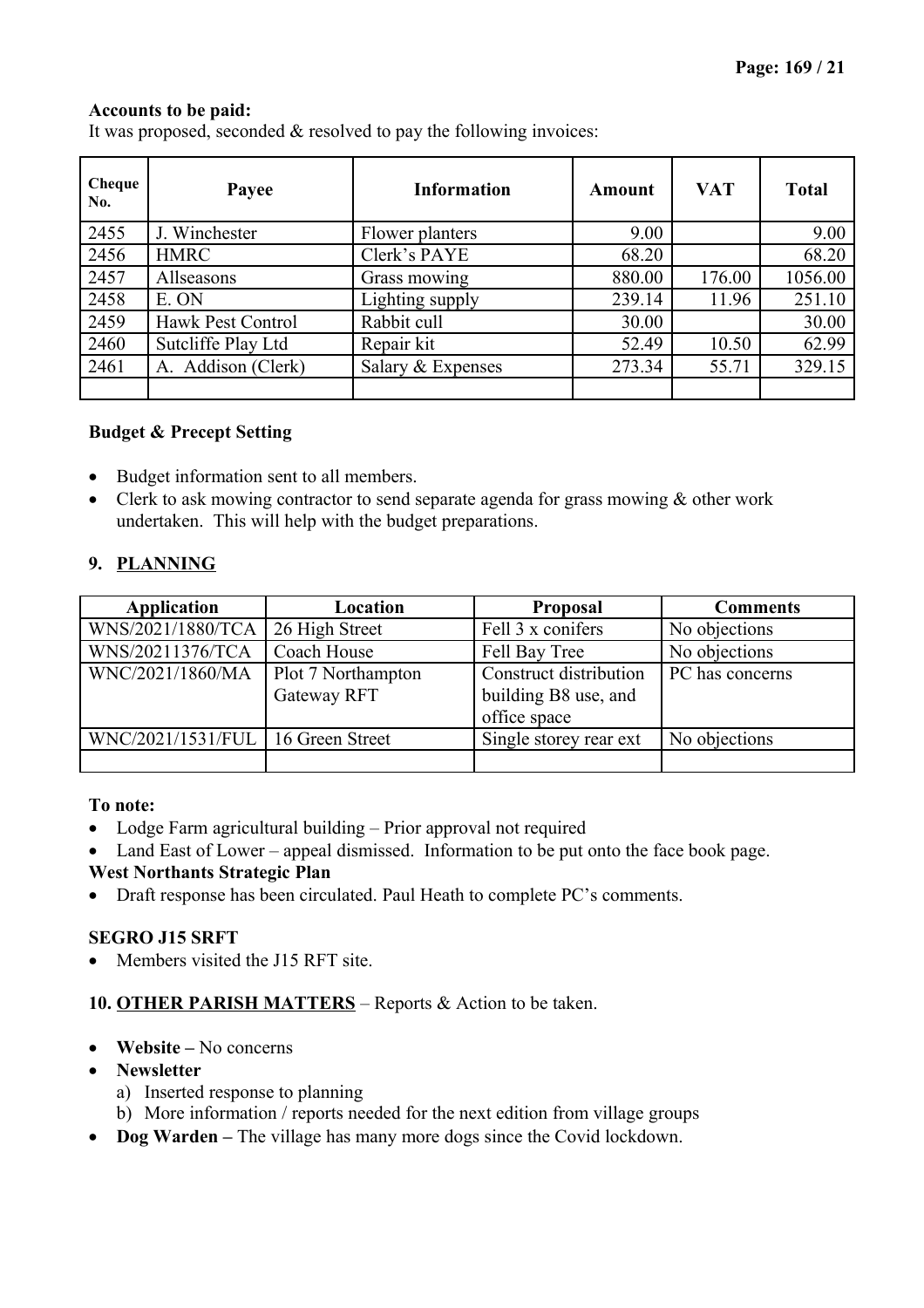**Accounts to be paid:**
It was proposed, seconded & resolved to pay the following invoices:

| Cheque No. | Payee | Information | Amount | VAT | Total |
|---|---|---|---|---|---|
| 2455 | J. Winchester | Flower planters | 9.00 | | 9.00 |
| 2456 | HMRC | Clerk's PAYE | 68.20 | | 68.20 |
| 2457 | Allseasons | Grass mowing | 880.00 | 176.00 | 1056.00 |
| 2458 | E. ON | Lighting supply | 239.14 | 11.96 | 251.10 |
| 2459 | Hawk Pest Control | Rabbit cull | 30.00 | | 30.00 |
| 2460 | Sutcliffe Play Ltd | Repair kit | 52.49 | 10.50 | 62.99 |
| 2461 | A. Addison (Clerk) | Salary & Expenses | 273.34 | 55.71 | 329.15 |
| | | | | | |

**Budget & Precept Setting**

- Budget information sent to all members.
- Clerk to ask mowing contractor to send separate agenda for grass mowing & other work undertaken. This will help with the budget preparations.

## 9. PLANNING

| Application | Location | Proposal | Comments |
|---|---|---|---|
| WNS/2021/1880/TCA | 26 High Street | Fell 3 x conifers | No objections |
| WNS/20211376/TCA | Coach House | Fell Bay Tree | No objections |
| WNC/2021/1860/MA | Plot 7 Northampton Gateway RFT | Construct distribution building B8 use, and office space | PC has concerns |
| WNC/2021/1531/FUL | 16 Green Street | Single storey rear ext | No objections |
| | | | |

**To note:**

- Lodge Farm agricultural building – Prior approval not required
- Land East of Lower – appeal dismissed. Information to be put onto the face book page.

**West Northants Strategic Plan**

- Draft response has been circulated. Paul Heath to complete PC's comments.

**SEGRO J15 SRFT**

- Members visited the J15 RFT site.

## 10. OTHER PARISH MATTERS – Reports & Action to be taken.

- **Website –** No concerns
- **Newsletter**
  a) Inserted response to planning
  b) More information / reports needed for the next edition from village groups
- **Dog Warden –** The village has many more dogs since the Covid lockdown.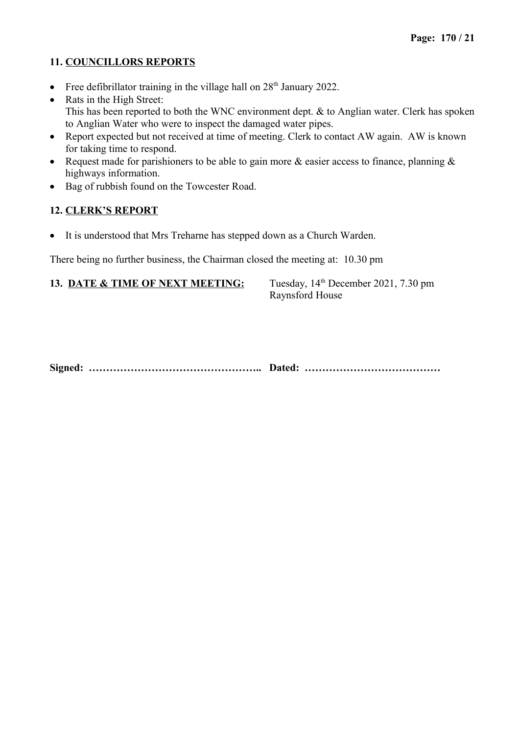## 11. COUNCILLORS REPORTS

- Free defibrillator training in the village hall on 28th January 2022.
- Rats in the High Street:
  This has been reported to both the WNC environment dept. & to Anglian water. Clerk has spoken to Anglian Water who were to inspect the damaged water pipes.
- Report expected but not received at time of meeting. Clerk to contact AW again. AW is known for taking time to respond.
- Request made for parishioners to be able to gain more & easier access to finance, planning & highways information.
- Bag of rubbish found on the Towcester Road.

## 12. CLERK'S REPORT

- It is understood that Mrs Treharne has stepped down as a Church Warden.

There being no further business, the Chairman closed the meeting at: 10.30 pm

## 13. DATE & TIME OF NEXT MEETING:

Tuesday, 14th December 2021, 7.30 pm
Raynsford House

**Signed: ………………………………………….. Dated: …………………………………**